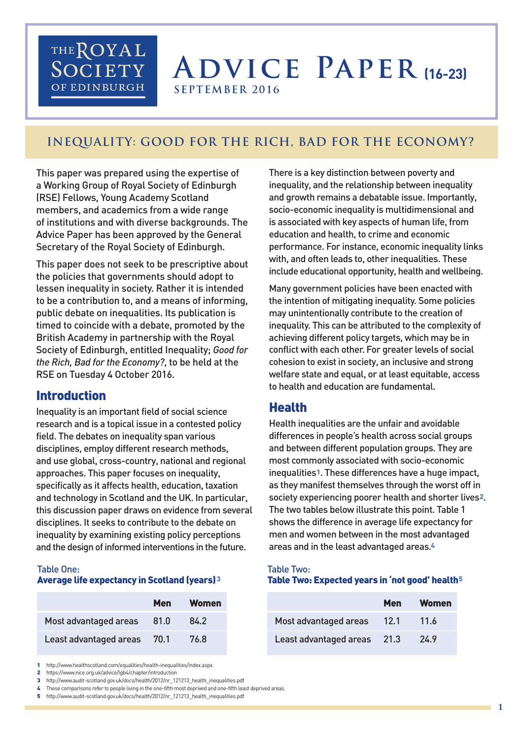THE ROYAL SOCIETY OF EDINBURGH

# ADVICE PAPER (16-23)

SEPTEMBER 2016

## INEQUALITY: GOOD FOR THE RICH, BAD FOR THE ECONOMY?

This paper was prepared using the expertise of a Working Group of Royal Society of Edinburgh (RSE) Fellows, Young Academy Scotland members, and academics from a wide range of institutions and with diverse backgrounds. The Advice Paper has been approved by the General Secretary of the Royal Society of Edinburgh.

This paper does not seek to be prescriptive about the policies that governments should adopt to lessen inequality in society. Rather it is intended to be a contribution to, and a means of informing, public debate on inequalities. Its publication is timed to coincide with a debate, promoted by the British Academy in partnership with the Royal Society of Edinburgh, entitled Inequality; *Good for the Rich, Bad for the Economy?*, to be held at the RSE on Tuesday 4 October 2016.

## Introduction

Inequality is an important field of social science research and is a topical issue in a contested policy field. The debates on inequality span various disciplines, employ different research methods, and use global, cross-country, national and regional approaches. This paper focuses on inequality, specifically as it affects health, education, taxation and technology in Scotland and the UK. In particular, this discussion paper draws on evidence from several disciplines. It seeks to contribute to the debate on inequality by examining existing policy perceptions and the design of informed interventions in the future.

There is a key distinction between poverty and inequality, and the relationship between inequality and growth remains a debatable issue. Importantly, socio-economic inequality is multidimensional and is associated with key aspects of human life, from education and health, to crime and economic performance. For instance, economic inequality links with, and often leads to, other inequalities. These include educational opportunity, health and wellbeing.

Many government policies have been enacted with the intention of mitigating inequality. Some policies may unintentionally contribute to the creation of inequality. This can be attributed to the complexity of achieving different policy targets, which may be in conflict with each other. For greater levels of social cohesion to exist in society, an inclusive and strong welfare state and equal, or at least equitable, access to health and education are fundamental.

## Health

Health inequalities are the unfair and avoidable differences in people's health across social groups and between different population groups. They are most commonly associated with socio-economic inequalities[1]. These differences have a huge impact, as they manifest themselves through the worst off in society experiencing poorer health and shorter lives[2]. The two tables below illustrate this point. Table 1 shows the difference in average life expectancy for men and women between the most advantaged areas and in the least advantaged areas.[4]

Table One:
**Average life expectancy in Scotland (years)[3]**

| | Men | Women |
|---|---|---|
| Most advantaged areas | 81.0 | 84.2 |
| Least advantaged areas | 70.1 | 76.8 |

Table Two:
**Table Two: Expected years in 'not good' health[5]**

| | Men | Women |
|---|---|---|
| Most advantaged areas | 12.1 | 11.6 |
| Least advantaged areas | 21.3 | 24.9 |

1 http://www.healthscotland.com/equalities/health-inequalities/index.aspx
2 https://www.nice.org.uk/advice/lgb4/chapter/introduction
3 http://www.audit-scotland.gov.uk/docs/health/2012/nr_121213_health_inequalities.pdf
4 These comparisons refer to people living in the one-fifth most deprived and one-fifth least deprived areas.
5 http://www.audit-scotland.gov.uk/docs/health/2012/nr_121213_health_inequalities.pdf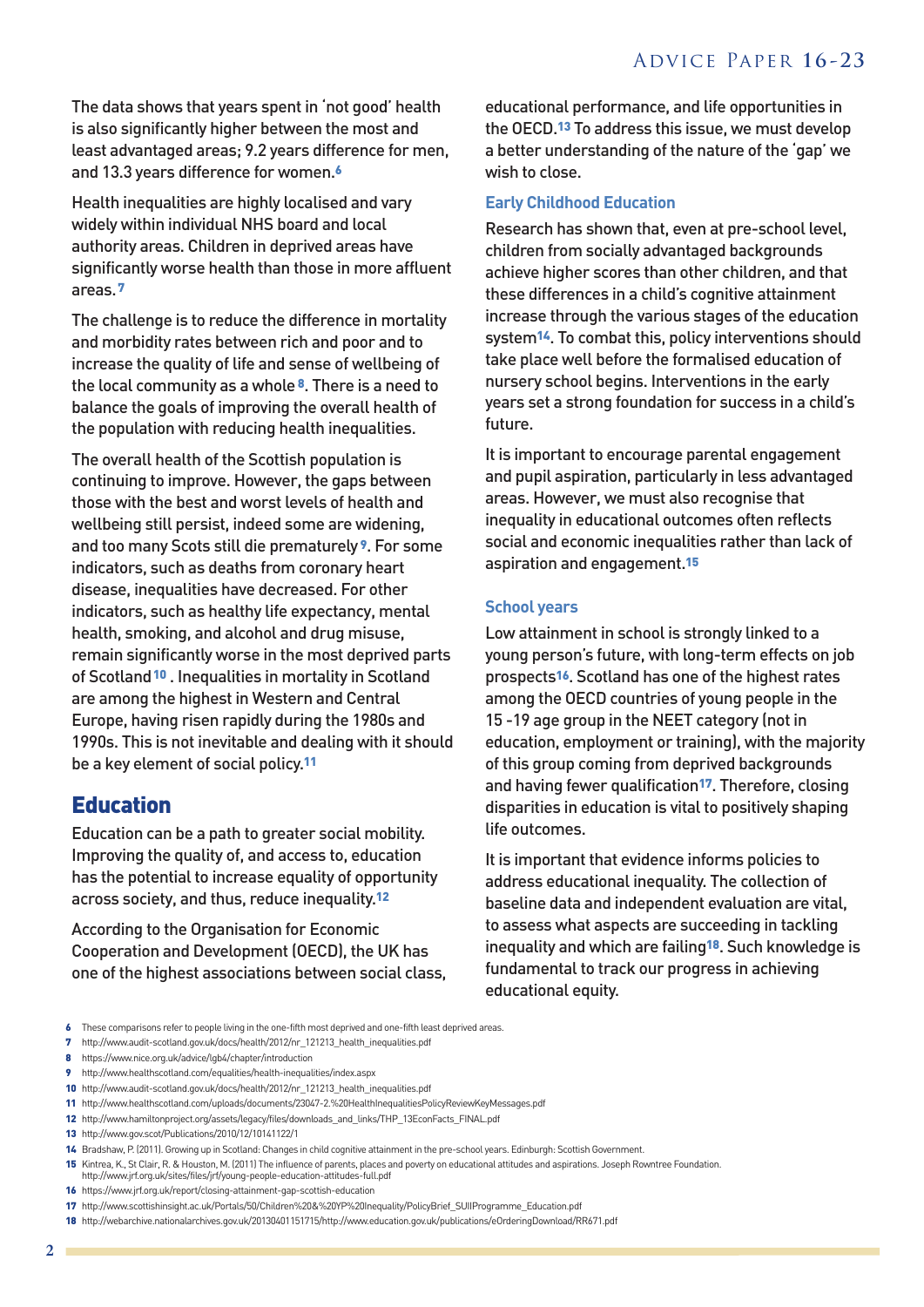The data shows that years spent in 'not good' health is also significantly higher between the most and least advantaged areas; 9.2 years difference for men, and 13.3 years difference for women.[6]

Health inequalities are highly localised and vary widely within individual NHS board and local authority areas. Children in deprived areas have significantly worse health than those in more affluent areas.[7]

The challenge is to reduce the difference in mortality and morbidity rates between rich and poor and to increase the quality of life and sense of wellbeing of the local community as a whole[8]. There is a need to balance the goals of improving the overall health of the population with reducing health inequalities.

The overall health of the Scottish population is continuing to improve. However, the gaps between those with the best and worst levels of health and wellbeing still persist, indeed some are widening, and too many Scots still die prematurely[9]. For some indicators, such as deaths from coronary heart disease, inequalities have decreased. For other indicators, such as healthy life expectancy, mental health, smoking, and alcohol and drug misuse, remain significantly worse in the most deprived parts of Scotland[10]. Inequalities in mortality in Scotland are among the highest in Western and Central Europe, having risen rapidly during the 1980s and 1990s. This is not inevitable and dealing with it should be a key element of social policy.[11]

## Education

Education can be a path to greater social mobility. Improving the quality of, and access to, education has the potential to increase equality of opportunity across society, and thus, reduce inequality.[12]

According to the Organisation for Economic Cooperation and Development (OECD), the UK has one of the highest associations between social class, educational performance, and life opportunities in the OECD.[13] To address this issue, we must develop a better understanding of the nature of the 'gap' we wish to close.

### Early Childhood Education

Research has shown that, even at pre-school level, children from socially advantaged backgrounds achieve higher scores than other children, and that these differences in a child's cognitive attainment increase through the various stages of the education system[14]. To combat this, policy interventions should take place well before the formalised education of nursery school begins. Interventions in the early years set a strong foundation for success in a child's future.

It is important to encourage parental engagement and pupil aspiration, particularly in less advantaged areas. However, we must also recognise that inequality in educational outcomes often reflects social and economic inequalities rather than lack of aspiration and engagement.[15]

### School years

Low attainment in school is strongly linked to a young person's future, with long-term effects on job prospects[16]. Scotland has one of the highest rates among the OECD countries of young people in the 15 -19 age group in the NEET category (not in education, employment or training), with the majority of this group coming from deprived backgrounds and having fewer qualification[17]. Therefore, closing disparities in education is vital to positively shaping life outcomes.

It is important that evidence informs policies to address educational inequality. The collection of baseline data and independent evaluation are vital, to assess what aspects are succeeding in tackling inequality and which are failing[18]. Such knowledge is fundamental to track our progress in achieving educational equity.

---

6 These comparisons refer to people living in the one-fifth most deprived and one-fifth least deprived areas.
7 http://www.audit-scotland.gov.uk/docs/health/2012/nr_121213_health_inequalities.pdf
8 https://www.nice.org.uk/advice/lgb4/chapter/introduction
9 http://www.healthscotland.com/equalities/health-inequalities/index.aspx
10 http://www.audit-scotland.gov.uk/docs/health/2012/nr_121213_health_inequalities.pdf
11 http://www.healthscotland.com/uploads/documents/23047-2.%20HealthInequalitiesPolicyReviewKeyMessages.pdf
12 http://www.hamiltonproject.org/assets/legacy/files/downloads_and_links/THP_13EconFacts_FINAL.pdf
13 http://www.gov.scot/Publications/2010/12/10141122/1
14 Bradshaw, P. (2011). Growing up in Scotland: Changes in child cognitive attainment in the pre-school years. Edinburgh: Scottish Government.
15 Kintrea, K., St Clair, R. & Houston, M. (2011) The influence of parents, places and poverty on educational attitudes and aspirations. Joseph Rowntree Foundation. http://www.jrf.org.uk/sites/files/jrf/young-people-education-attitudes-full.pdf
16 https://www.jrf.org.uk/report/closing-attainment-gap-scottish-education
17 http://www.scottishinsight.ac.uk/Portals/50/Children%20&%20YP%20Inequality/PolicyBrief_SUIIProgramme_Education.pdf
18 http://webarchive.nationalarchives.gov.uk/20130401151715/http://www.education.gov.uk/publications/eOrderingDownload/RR671.pdf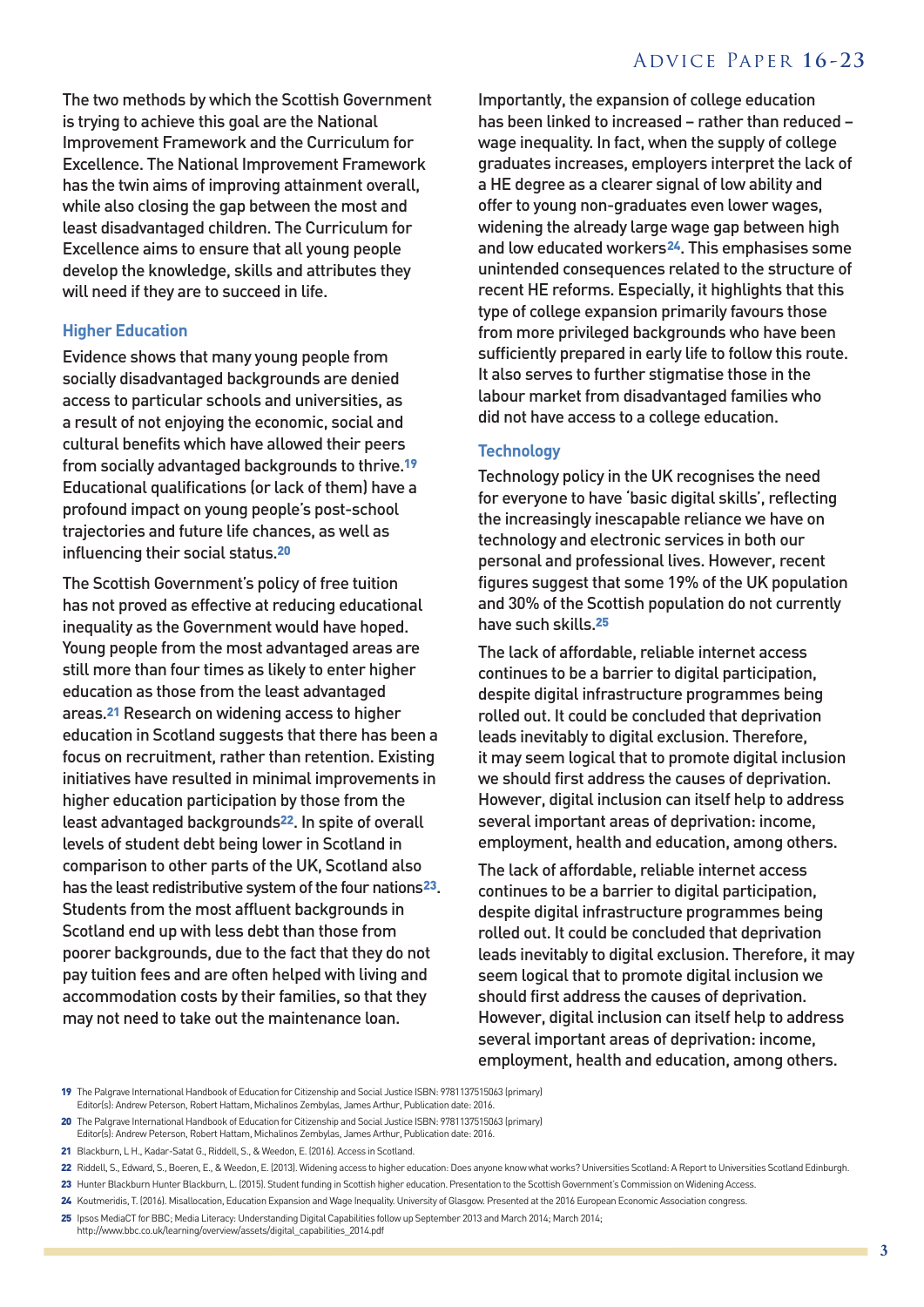The two methods by which the Scottish Government is trying to achieve this goal are the National Improvement Framework and the Curriculum for Excellence. The National Improvement Framework has the twin aims of improving attainment overall, while also closing the gap between the most and least disadvantaged children. The Curriculum for Excellence aims to ensure that all young people develop the knowledge, skills and attributes they will need if they are to succeed in life.

### Higher Education

Evidence shows that many young people from socially disadvantaged backgrounds are denied access to particular schools and universities, as a result of not enjoying the economic, social and cultural benefits which have allowed their peers from socially advantaged backgrounds to thrive.[19] Educational qualifications (or lack of them) have a profound impact on young people's post-school trajectories and future life chances, as well as influencing their social status.[20]

The Scottish Government's policy of free tuition has not proved as effective at reducing educational inequality as the Government would have hoped. Young people from the most advantaged areas are still more than four times as likely to enter higher education as those from the least advantaged areas.[21] Research on widening access to higher education in Scotland suggests that there has been a focus on recruitment, rather than retention. Existing initiatives have resulted in minimal improvements in higher education participation by those from the least advantaged backgrounds[22]. In spite of overall levels of student debt being lower in Scotland in comparison to other parts of the UK, Scotland also has the least redistributive system of the four nations[23]. Students from the most affluent backgrounds in Scotland end up with less debt than those from poorer backgrounds, due to the fact that they do not pay tuition fees and are often helped with living and accommodation costs by their families, so that they may not need to take out the maintenance loan.

Importantly, the expansion of college education has been linked to increased – rather than reduced – wage inequality. In fact, when the supply of college graduates increases, employers interpret the lack of a HE degree as a clearer signal of low ability and offer to young non-graduates even lower wages, widening the already large wage gap between high and low educated workers[24]. This emphasises some unintended consequences related to the structure of recent HE reforms. Especially, it highlights that this type of college expansion primarily favours those from more privileged backgrounds who have been sufficiently prepared in early life to follow this route. It also serves to further stigmatise those in the labour market from disadvantaged families who did not have access to a college education.

### Technology

Technology policy in the UK recognises the need for everyone to have 'basic digital skills', reflecting the increasingly inescapable reliance we have on technology and electronic services in both our personal and professional lives. However, recent figures suggest that some 19% of the UK population and 30% of the Scottish population do not currently have such skills.[25]

The lack of affordable, reliable internet access continues to be a barrier to digital participation, despite digital infrastructure programmes being rolled out. It could be concluded that deprivation leads inevitably to digital exclusion. Therefore, it may seem logical that to promote digital inclusion we should first address the causes of deprivation. However, digital inclusion can itself help to address several important areas of deprivation: income, employment, health and education, among others.

The lack of affordable, reliable internet access continues to be a barrier to digital participation, despite digital infrastructure programmes being rolled out. It could be concluded that deprivation leads inevitably to digital exclusion. Therefore, it may seem logical that to promote digital inclusion we should first address the causes of deprivation. However, digital inclusion can itself help to address several important areas of deprivation: income, employment, health and education, among others.

---

19 The Palgrave International Handbook of Education for Citizenship and Social Justice ISBN: 9781137515063 (primary) Editor(s): Andrew Peterson, Robert Hattam, Michalinos Zembylas, James Arthur, Publication date: 2016.

20 The Palgrave International Handbook of Education for Citizenship and Social Justice ISBN: 9781137515063 (primary) Editor(s): Andrew Peterson, Robert Hattam, Michalinos Zembylas, James Arthur, Publication date: 2016.

21 Blackburn, L H., Kadar-Satat G., Riddell, S., & Weedon, E. (2016). Access in Scotland.

22 Riddell, S., Edward, S., Boeren, E., & Weedon, E. (2013). Widening access to higher education: Does anyone know what works? Universities Scotland: A Report to Universities Scotland Edinburgh.

23 Hunter Blackburn Hunter Blackburn, L. (2015). Student funding in Scottish higher education. Presentation to the Scottish Government's Commission on Widening Access.

24 Koutmeridis, T. (2016). Misallocation, Education Expansion and Wage Inequality. University of Glasgow. Presented at the 2016 European Economic Association congress.

25 Ipsos MediaCT for BBC; Media Literacy: Understanding Digital Capabilities follow up September 2013 and March 2014; March 2014; http://www.bbc.co.uk/learning/overview/assets/digital_capabilities_2014.pdf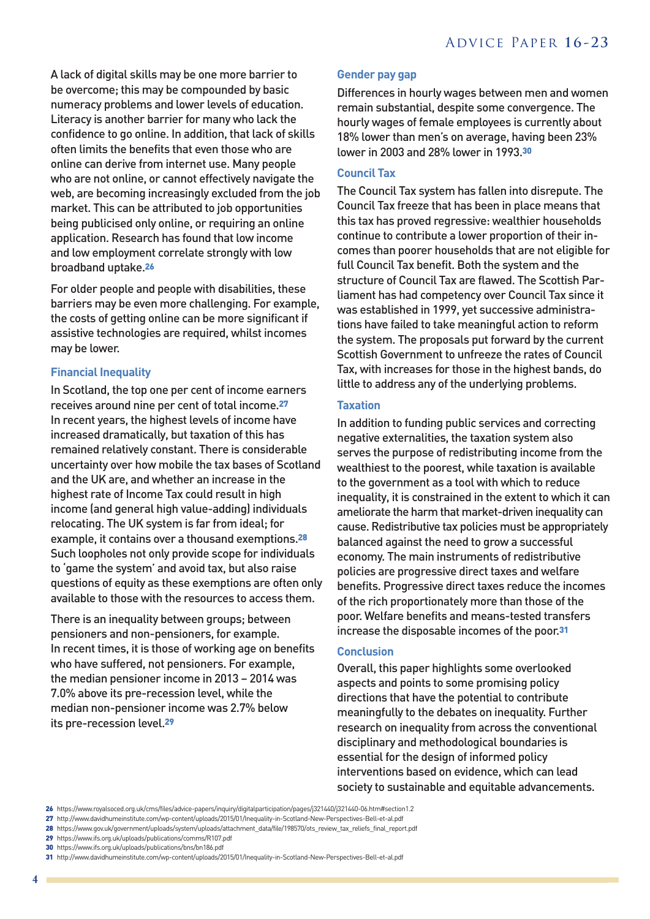A lack of digital skills may be one more barrier to be overcome; this may be compounded by basic numeracy problems and lower levels of education. Literacy is another barrier for many who lack the confidence to go online. In addition, that lack of skills often limits the benefits that even those who are online can derive from internet use. Many people who are not online, or cannot effectively navigate the web, are becoming increasingly excluded from the job market. This can be attributed to job opportunities being publicised only online, or requiring an online application. Research has found that low income and low employment correlate strongly with low broadband uptake.[26]

For older people and people with disabilities, these barriers may be even more challenging. For example, the costs of getting online can be more significant if assistive technologies are required, whilst incomes may be lower.

### Financial Inequality

In Scotland, the top one per cent of income earners receives around nine per cent of total income.[27] In recent years, the highest levels of income have increased dramatically, but taxation of this has remained relatively constant. There is considerable uncertainty over how mobile the tax bases of Scotland and the UK are, and whether an increase in the highest rate of Income Tax could result in high income (and general high value-adding) individuals relocating. The UK system is far from ideal; for example, it contains over a thousand exemptions.[28] Such loopholes not only provide scope for individuals to 'game the system' and avoid tax, but also raise questions of equity as these exemptions are often only available to those with the resources to access them.

There is an inequality between groups; between pensioners and non-pensioners, for example. In recent times, it is those of working age on benefits who have suffered, not pensioners. For example, the median pensioner income in 2013 – 2014 was 7.0% above its pre-recession level, while the median non-pensioner income was 2.7% below its pre-recession level.[29]

### Gender pay gap

Differences in hourly wages between men and women remain substantial, despite some convergence. The hourly wages of female employees is currently about 18% lower than men's on average, having been 23% lower in 2003 and 28% lower in 1993.[30]

### Council Tax

The Council Tax system has fallen into disrepute. The Council Tax freeze that has been in place means that this tax has proved regressive: wealthier households continue to contribute a lower proportion of their incomes than poorer households that are not eligible for full Council Tax benefit. Both the system and the structure of Council Tax are flawed. The Scottish Parliament has had competency over Council Tax since it was established in 1999, yet successive administrations have failed to take meaningful action to reform the system. The proposals put forward by the current Scottish Government to unfreeze the rates of Council Tax, with increases for those in the highest bands, do little to address any of the underlying problems.

### Taxation

In addition to funding public services and correcting negative externalities, the taxation system also serves the purpose of redistributing income from the wealthiest to the poorest, while taxation is available to the government as a tool with which to reduce inequality, it is constrained in the extent to which it can ameliorate the harm that market-driven inequality can cause. Redistributive tax policies must be appropriately balanced against the need to grow a successful economy. The main instruments of redistributive policies are progressive direct taxes and welfare benefits. Progressive direct taxes reduce the incomes of the rich proportionately more than those of the poor. Welfare benefits and means-tested transfers increase the disposable incomes of the poor.[31]

### Conclusion

Overall, this paper highlights some overlooked aspects and points to some promising policy directions that have the potential to contribute meaningfully to the debates on inequality. Further research on inequality from across the conventional disciplinary and methodological boundaries is essential for the design of informed policy interventions based on evidence, which can lead society to sustainable and equitable advancements.

26 https://www.royalsoced.org.uk/cms/files/advice-papers/inquiry/digitalparticipation/pages/j321440/j321440-06.htm#section1.2
27 http://www.davidhumeinstitute.com/wp-content/uploads/2015/01/Inequality-in-Scotland-New-Perspectives-Bell-et-al.pdf
28 https://www.gov.uk/government/uploads/system/uploads/attachment_data/file/198570/ots_review_tax_reliefs_final_report.pdf
29 https://www.ifs.org.uk/uploads/publications/comms/R107.pdf
30 https://www.ifs.org.uk/uploads/publications/bns/bn186.pdf
31 http://www.davidhumeinstitute.com/wp-content/uploads/2015/01/Inequality-in-Scotland-New-Perspectives-Bell-et-al.pdf